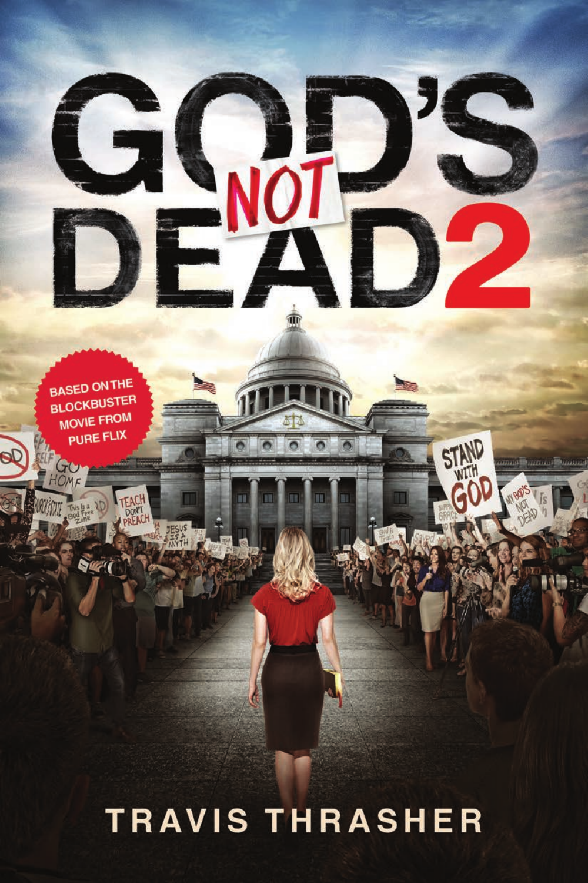# GOD'S NOT DEAD 2

BASED ON THE BLOCKBUSTER MOVIE FROM PURE FLIX

TRAVIS THRASHER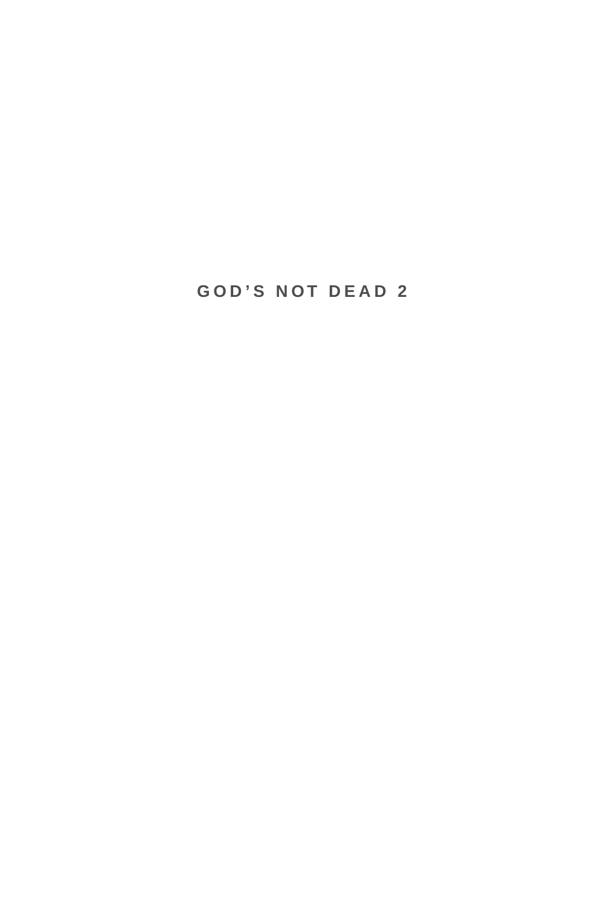# GOD'S NOT DEAD 2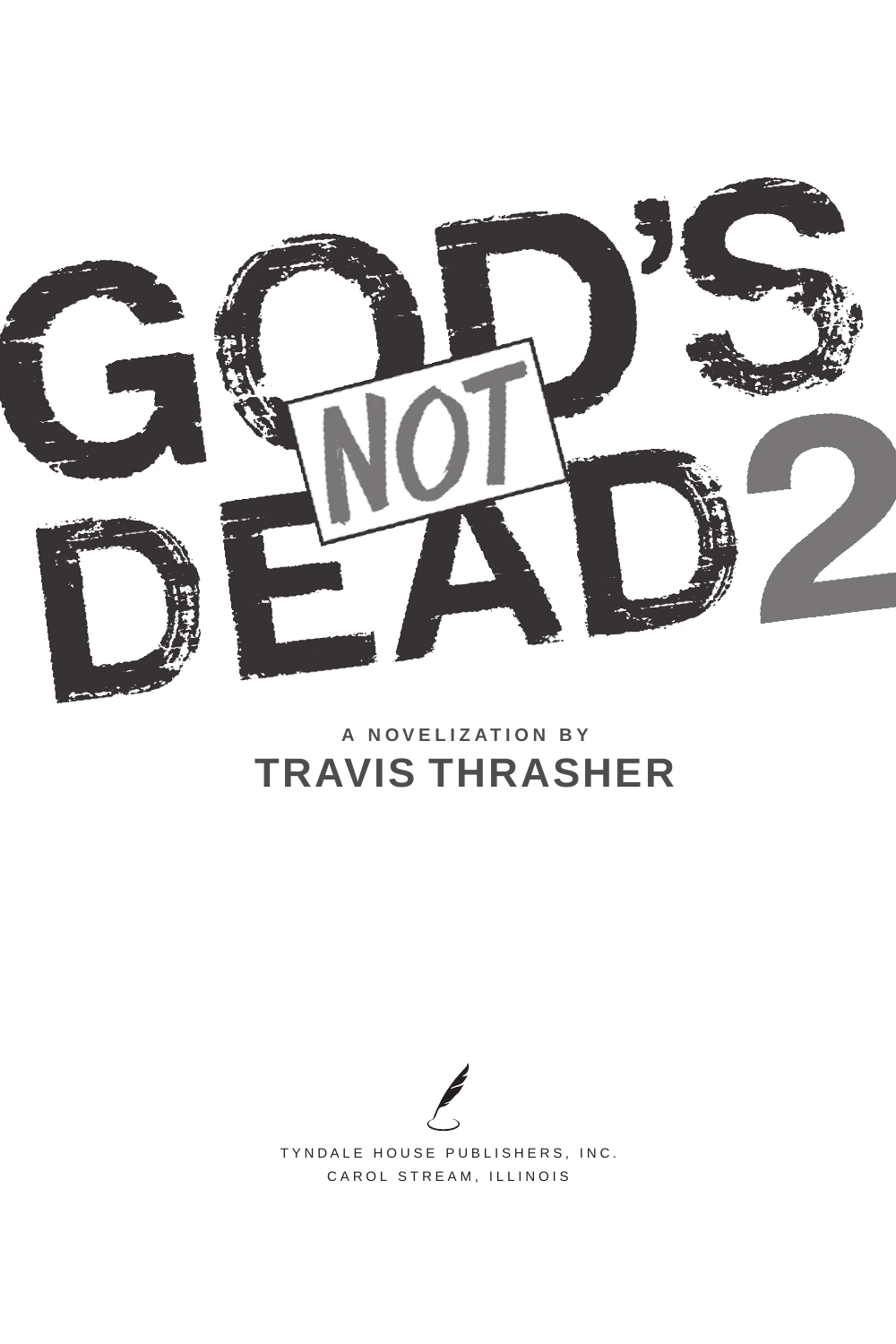# GOD'S NOT DEAD 2

A NOVELIZATION BY

**TRAVIS THRASHER**

TYNDALE HOUSE PUBLISHERS, INC.
CAROL STREAM, ILLINOIS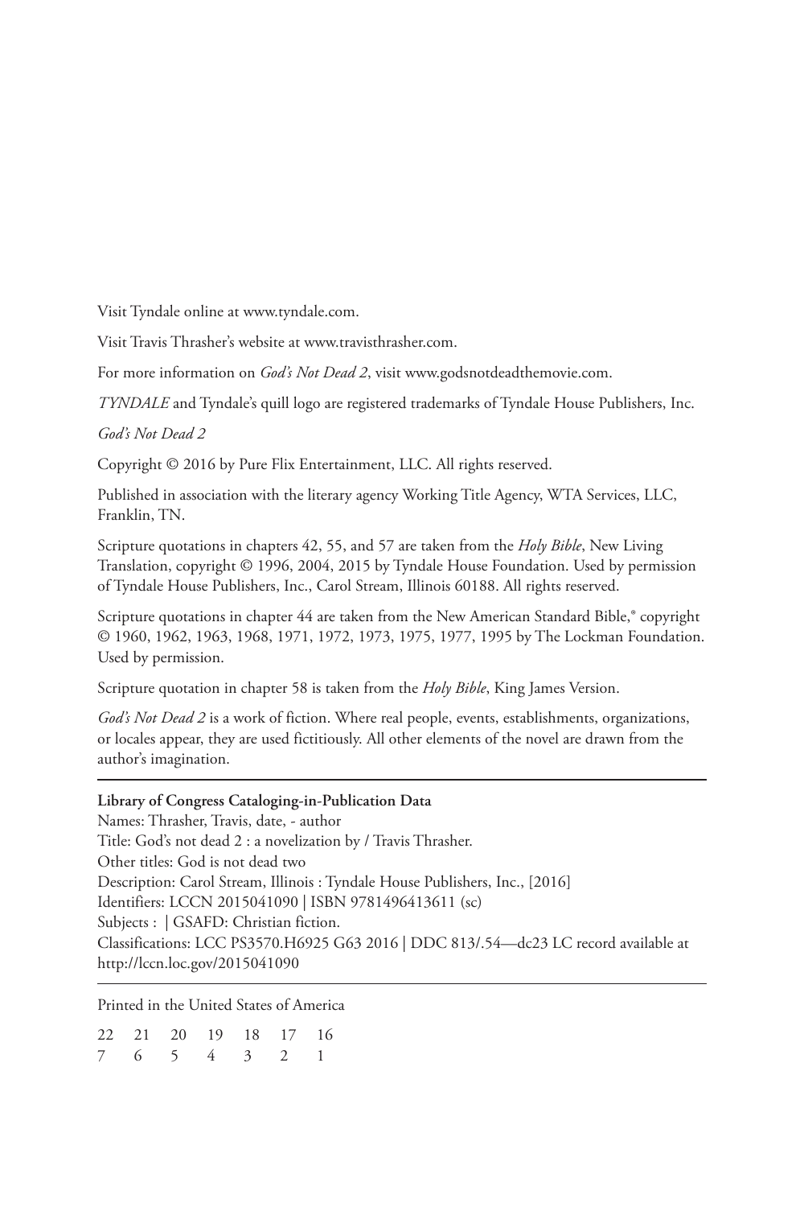Visit Tyndale online at www.tyndale.com.

Visit Travis Thrasher's website at www.travisthrasher.com.

For more information on *God's Not Dead 2*, visit www.godsnotdeadthemovie.com.

*TYNDALE* and Tyndale's quill logo are registered trademarks of Tyndale House Publishers, Inc.

*God's Not Dead 2*

Copyright © 2016 by Pure Flix Entertainment, LLC. All rights reserved.

Published in association with the literary agency Working Title Agency, WTA Services, LLC, Franklin, TN.

Scripture quotations in chapters 42, 55, and 57 are taken from the *Holy Bible*, New Living Translation, copyright © 1996, 2004, 2015 by Tyndale House Foundation. Used by permission of Tyndale House Publishers, Inc., Carol Stream, Illinois 60188. All rights reserved.

Scripture quotations in chapter 44 are taken from the New American Standard Bible,® copyright © 1960, 1962, 1963, 1968, 1971, 1972, 1973, 1975, 1977, 1995 by The Lockman Foundation. Used by permission.

Scripture quotation in chapter 58 is taken from the *Holy Bible*, King James Version.

*God's Not Dead 2* is a work of fiction. Where real people, events, establishments, organizations, or locales appear, they are used fictitiously. All other elements of the novel are drawn from the author's imagination.

---

**Library of Congress Cataloging-in-Publication Data**
Names: Thrasher, Travis, date, - author
Title: God's not dead 2 : a novelization by / Travis Thrasher.
Other titles: God is not dead two
Description: Carol Stream, Illinois : Tyndale House Publishers, Inc., [2016]
Identifiers: LCCN 2015041090 | ISBN 9781496413611 (sc)
Subjects : | GSAFD: Christian fiction.
Classifications: LCC PS3570.H6925 G63 2016 | DDC 813/.54—dc23 LC record available at http://lccn.loc.gov/2015041090

---

Printed in the United States of America

22 21 20 19 18 17 16
7 6 5 4 3 2 1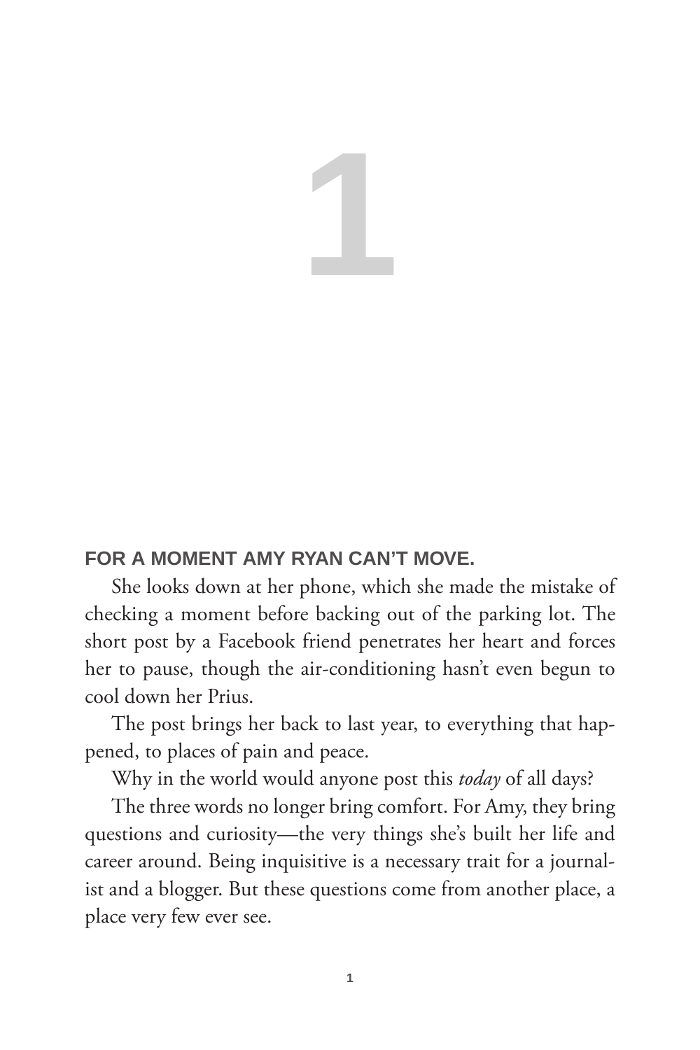# 1

**FOR A MOMENT AMY RYAN CAN'T MOVE.**

She looks down at her phone, which she made the mistake of checking a moment before backing out of the parking lot. The short post by a Facebook friend penetrates her heart and forces her to pause, though the air-conditioning hasn't even begun to cool down her Prius.

The post brings her back to last year, to everything that happened, to places of pain and peace.

Why in the world would anyone post this *today* of all days?

The three words no longer bring comfort. For Amy, they bring questions and curiosity—the very things she's built her life and career around. Being inquisitive is a necessary trait for a journalist and a blogger. But these questions come from another place, a place very few ever see.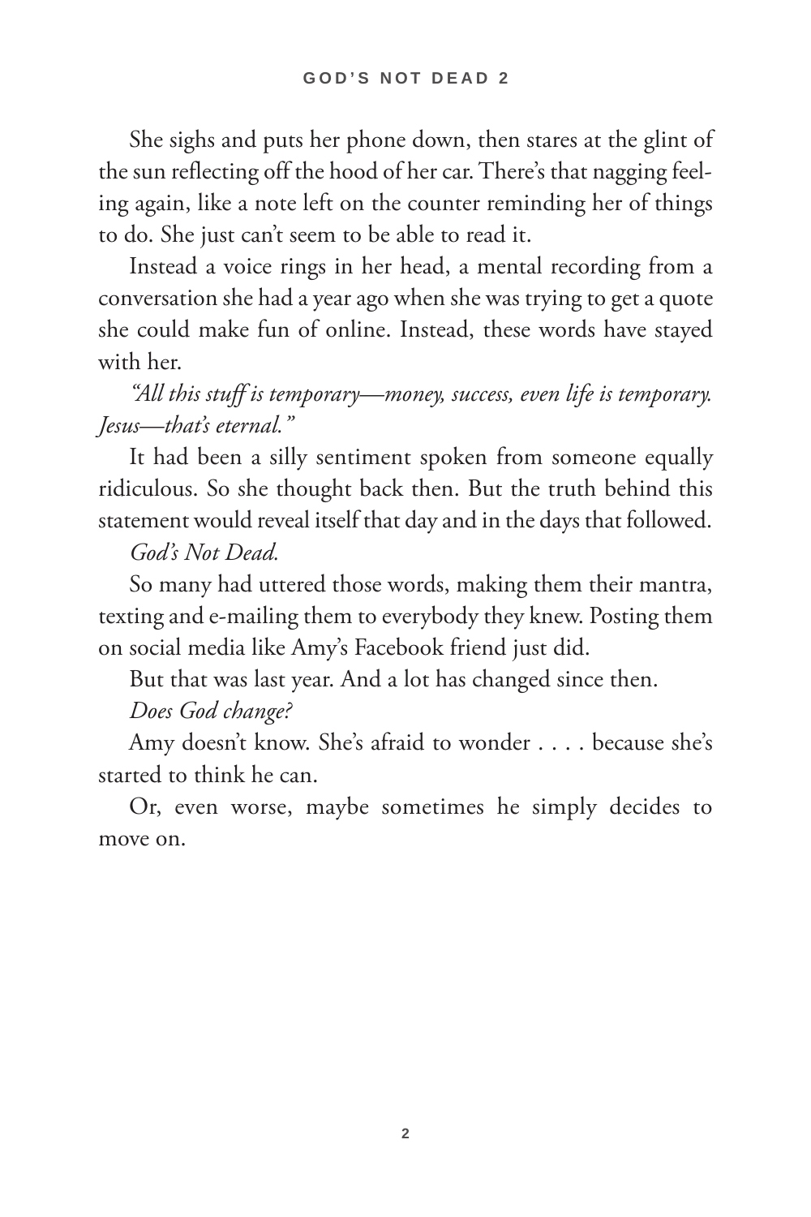She sighs and puts her phone down, then stares at the glint of the sun reflecting off the hood of her car. There's that nagging feeling again, like a note left on the counter reminding her of things to do. She just can't seem to be able to read it.

Instead a voice rings in her head, a mental recording from a conversation she had a year ago when she was trying to get a quote she could make fun of online. Instead, these words have stayed with her.

*"All this stuff is temporary—money, success, even life is temporary. Jesus—that's eternal."*

It had been a silly sentiment spoken from someone equally ridiculous. So she thought back then. But the truth behind this statement would reveal itself that day and in the days that followed.

*God's Not Dead.*

So many had uttered those words, making them their mantra, texting and e-mailing them to everybody they knew. Posting them on social media like Amy's Facebook friend just did.

But that was last year. And a lot has changed since then.

*Does God change?*

Amy doesn't know. She's afraid to wonder . . . . because she's started to think he can.

Or, even worse, maybe sometimes he simply decides to move on.